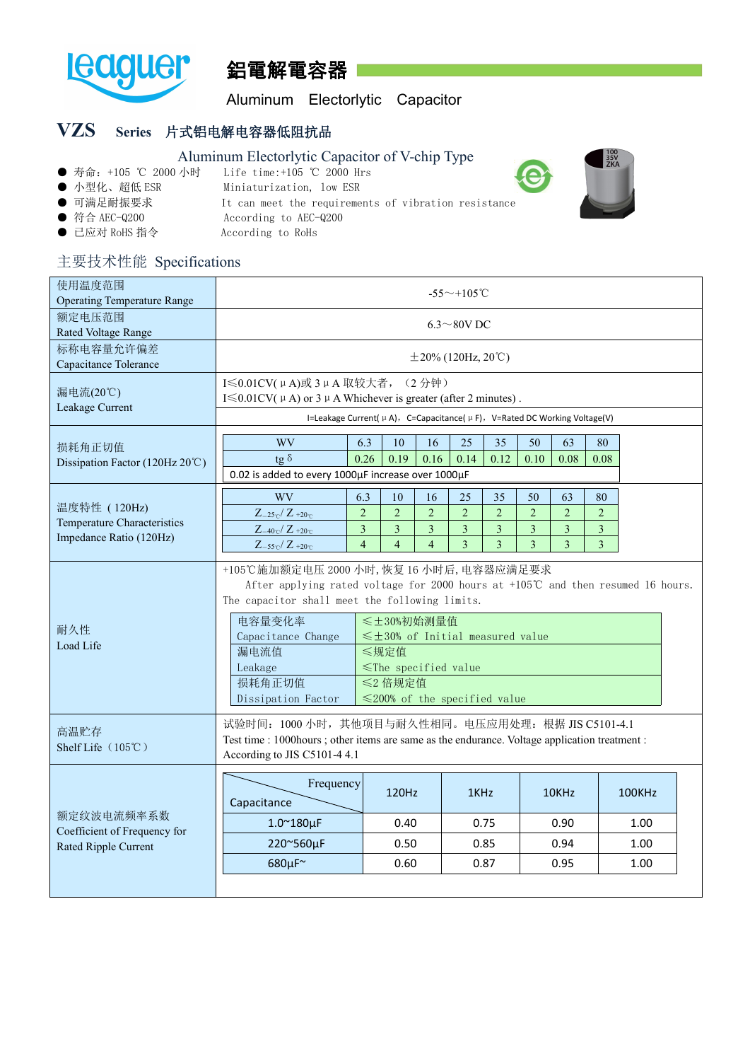# 鋁電解電容器

Aluminum Electorlytic Capacitor

## VZS Series 片式铝电解电容器低阻抗品

Aluminum Electorlytic Capacitor of V-chip Type

- 寿命：+105 ℃ 2000 小时　Life time:+105 ℃ 2000 Hrs
- 小型化、超低 ESR　Miniaturization, low ESR
- 可满足耐振要求　It can meet the requirements of vibration resistance
- 符合 AEC-Q200　According to AEC-Q200
- 已应对 RoHS 指令　According to RoHS

## 主要技术性能 Specifications

| 使用温度范围<br>Operating Temperature Range | -55～+105℃ |
|---|---|
| 额定电压范围<br>Rated Voltage Range | 6.3～80V DC |
| 标称电容量允许偏差<br>Capacitance Tolerance | ±20% (120Hz, 20℃) |
| 漏电流(20℃)<br>Leakage Current | I≤0.01CV(μA)或 3μA 取较大者，（2 分钟）<br>I≤0.01CV(μA) or 3μA Whichever is greater (after 2 minutes) .<br>I=Leakage Current(μA)，C=Capacitance(μF)，V=Rated DC Working Voltage(V) |

**损耗角正切值 Dissipation Factor (120Hz 20℃)**

| WV | 6.3 | 10 | 16 | 25 | 35 | 50 | 63 | 80 |
|---|---|---|---|---|---|---|---|---|
| tg δ | 0.26 | 0.19 | 0.16 | 0.14 | 0.12 | 0.10 | 0.08 | 0.08 |

0.02 is added to every 1000μF increase over 1000μF

**温度特性 ( 120Hz) Temperature Characteristics Impedance Ratio (120Hz)**

| WV | 6.3 | 10 | 16 | 25 | 35 | 50 | 63 | 80 |
|---|---|---|---|---|---|---|---|---|
| $Z_{-25℃}/Z_{+20℃}$ | 2 | 2 | 2 | 2 | 2 | 2 | 2 | 2 |
| $Z_{-40℃}/Z_{+20℃}$ | 3 | 3 | 3 | 3 | 3 | 3 | 3 | 3 |
| $Z_{-55℃}/Z_{+20℃}$ | 4 | 4 | 4 | 3 | 3 | 3 | 3 | 3 |

**耐久性 Load Life**

+105℃施加额定电压 2000 小时，恢复 16 小时后，电容器应满足要求
After applying rated voltage for 2000 hours at +105℃ and then resumed 16 hours. The capacitor shall meet the following limits.

| 项目 Item | 要求 Limit |
|---|---|
| 电容量变化率<br>Capacitance Change | ≤±30%初始测量值<br>≤±30% of Initial measured value |
| 漏电流值<br>Leakage | ≤规定值<br>≤The specified value |
| 损耗角正切值<br>Dissipation Factor | ≤2 倍规定值<br>≤200% of the specified value |

**高温贮存 Shelf Life（105℃）**

试验时间：1000 小时，其他项目与耐久性相同。电压应用处理：根据 JIS C5101-4.1
Test time : 1000hours ; other items are same as the endurance. Voltage application treatment : According to JIS C5101-4 4.1

**额定纹波电流频率系数 Coefficient of Frequency for Rated Ripple Current**

| Capacitance \ Frequency | 120Hz | 1KHz | 10KHz | 100KHz |
|---|---|---|---|---|
| 1.0~180μF | 0.40 | 0.75 | 0.90 | 1.00 |
| 220~560μF | 0.50 | 0.85 | 0.94 | 1.00 |
| 680μF~ | 0.60 | 0.87 | 0.95 | 1.00 |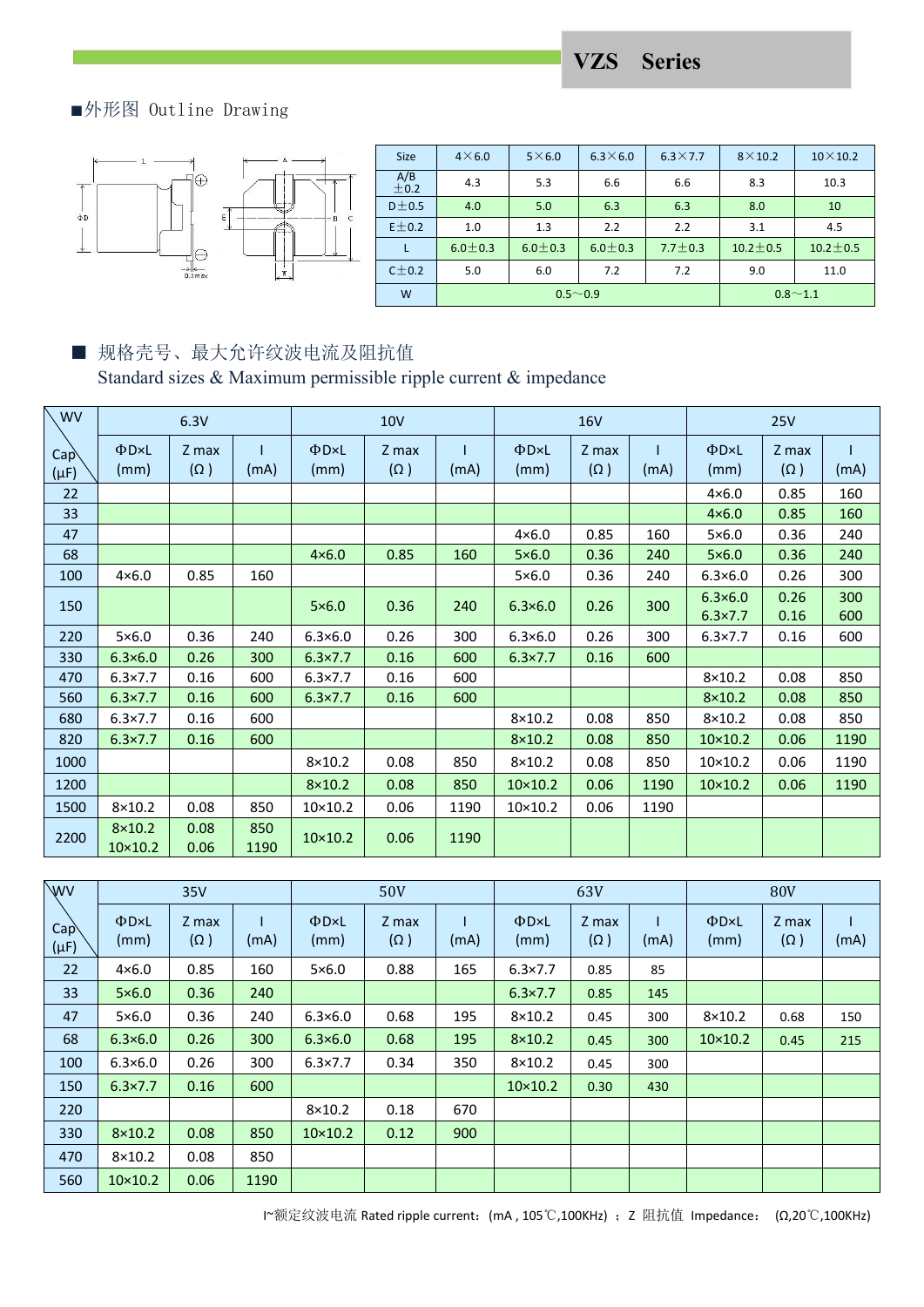# VZS Series

■外形图 Outline Drawing

| Size | 4×6.0 | 5×6.0 | 6.3×6.0 | 6.3×7.7 | 8×10.2 | 10×10.2 |
|---|---|---|---|---|---|---|
| A/B ±0.2 | 4.3 | 5.3 | 6.6 | 6.6 | 8.3 | 10.3 |
| D±0.5 | 4.0 | 5.0 | 6.3 | 6.3 | 8.0 | 10 |
| E±0.2 | 1.0 | 1.3 | 2.2 | 2.2 | 3.1 | 4.5 |
| L | 6.0±0.3 | 6.0±0.3 | 6.0±0.3 | 7.7±0.3 | 10.2±0.5 | 10.2±0.5 |
| C±0.2 | 5.0 | 6.0 | 7.2 | 7.2 | 9.0 | 11.0 |
| W | 0.5～0.9 | | | | 0.8～1.1 | |

## ■ 规格壳号、最大允许纹波电流及阻抗值

Standard sizes & Maximum permissible ripple current & impedance

| WV / Cap (μF) | 6.3V | | | 10V | | | 16V | | | 25V | | |
|---|---|---|---|---|---|---|---|---|---|---|---|---|
| | ΦD×L (mm) | Z max (Ω) | I (mA) | ΦD×L (mm) | Z max (Ω) | I (mA) | ΦD×L (mm) | Z max (Ω) | I (mA) | ΦD×L (mm) | Z max (Ω) | I (mA) |
| 22 | | | | | | | | | | 4×6.0 | 0.85 | 160 |
| 33 | | | | | | | | | | 4×6.0 | 0.85 | 160 |
| 47 | | | | | | | 4×6.0 | 0.85 | 160 | 5×6.0 | 0.36 | 240 |
| 68 | | | | 4×6.0 | 0.85 | 160 | 5×6.0 | 0.36 | 240 | 5×6.0 | 0.36 | 240 |
| 100 | 4×6.0 | 0.85 | 160 | | | | 5×6.0 | 0.36 | 240 | 6.3×6.0 | 0.26 | 300 |
| 150 | | | | 5×6.0 | 0.36 | 240 | 6.3×6.0 | 0.26 | 300 | 6.3×6.0<br>6.3×7.7 | 0.26<br>0.16 | 300<br>600 |
| 220 | 5×6.0 | 0.36 | 240 | 6.3×6.0 | 0.26 | 300 | 6.3×6.0 | 0.26 | 300 | 6.3×7.7 | 0.16 | 600 |
| 330 | 6.3×6.0 | 0.26 | 300 | 6.3×7.7 | 0.16 | 600 | 6.3×7.7 | 0.16 | 600 | | | |
| 470 | 6.3×7.7 | 0.16 | 600 | 6.3×7.7 | 0.16 | 600 | | | | 8×10.2 | 0.08 | 850 |
| 560 | 6.3×7.7 | 0.16 | 600 | 6.3×7.7 | 0.16 | 600 | | | | 8×10.2 | 0.08 | 850 |
| 680 | 6.3×7.7 | 0.16 | 600 | | | | 8×10.2 | 0.08 | 850 | 8×10.2 | 0.08 | 850 |
| 820 | 6.3×7.7 | 0.16 | 600 | | | | 8×10.2 | 0.08 | 850 | 10×10.2 | 0.06 | 1190 |
| 1000 | | | | 8×10.2 | 0.08 | 850 | 8×10.2 | 0.08 | 850 | 10×10.2 | 0.06 | 1190 |
| 1200 | | | | 8×10.2 | 0.08 | 850 | 10×10.2 | 0.06 | 1190 | 10×10.2 | 0.06 | 1190 |
| 1500 | 8×10.2 | 0.08 | 850 | 10×10.2 | 0.06 | 1190 | 10×10.2 | 0.06 | 1190 | | | |
| 2200 | 8×10.2<br>10×10.2 | 0.08<br>0.06 | 850<br>1190 | 10×10.2 | 0.06 | 1190 | | | | | | |

| WV / Cap (μF) | 35V | | | 50V | | | 63V | | | 80V | | |
|---|---|---|---|---|---|---|---|---|---|---|---|---|
| | ΦD×L (mm) | Z max (Ω) | I (mA) | ΦD×L (mm) | Z max (Ω) | I (mA) | ΦD×L (mm) | Z max (Ω) | I (mA) | ΦD×L (mm) | Z max (Ω) | I (mA) |
| 22 | 4×6.0 | 0.85 | 160 | 5×6.0 | 0.88 | 165 | 6.3×7.7 | 0.85 | 85 | | | |
| 33 | 5×6.0 | 0.36 | 240 | | | | 6.3×7.7 | 0.85 | 145 | | | |
| 47 | 5×6.0 | 0.36 | 240 | 6.3×6.0 | 0.68 | 195 | 8×10.2 | 0.45 | 300 | 8×10.2 | 0.68 | 150 |
| 68 | 6.3×6.0 | 0.26 | 300 | 6.3×6.0 | 0.68 | 195 | 8×10.2 | 0.45 | 300 | 10×10.2 | 0.45 | 215 |
| 100 | 6.3×6.0 | 0.26 | 300 | 6.3×7.7 | 0.34 | 350 | 8×10.2 | 0.45 | 300 | | | |
| 150 | 6.3×7.7 | 0.16 | 600 | | | | 10×10.2 | 0.30 | 430 | | | |
| 220 | | | | 8×10.2 | 0.18 | 670 | | | | | | |
| 330 | 8×10.2 | 0.08 | 850 | 10×10.2 | 0.12 | 900 | | | | | | |
| 470 | 8×10.2 | 0.08 | 850 | | | | | | | | | |
| 560 | 10×10.2 | 0.06 | 1190 | | | | | | | | | |

I~额定纹波电流 Rated ripple current:(mA , 105℃,100KHz) ; Z 阻抗值 Impedance: (Ω,20℃,100KHz)